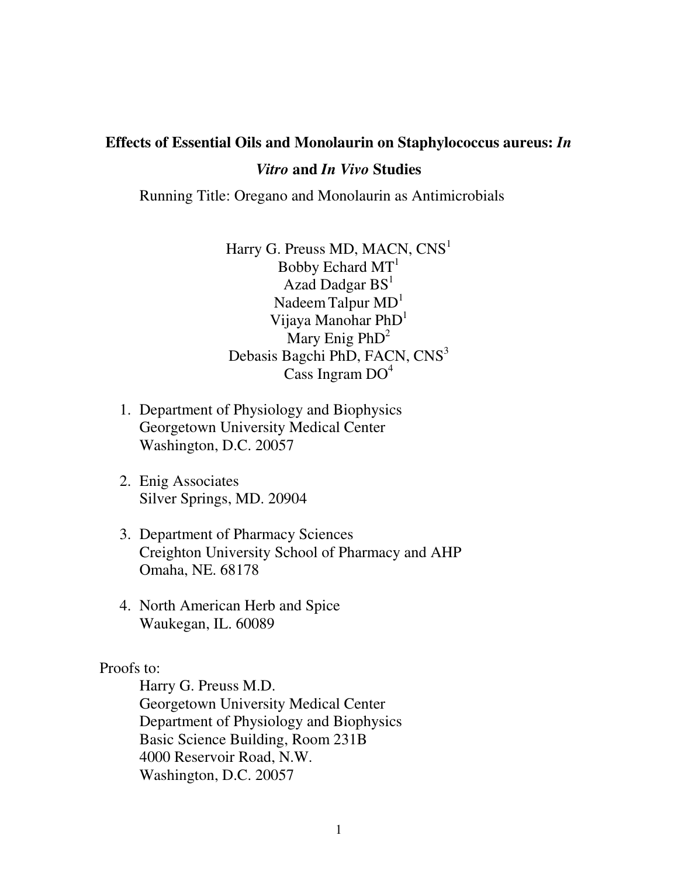# Effects of Essential Oils and Monolaurin on Staphylococcus aureus: *In Vitro* and *In Vivo* Studies

Running Title: Oregano and Monolaurin as Antimicrobials

Harry G. Preuss MD, MACN, CNS[1]
Bobby Echard MT[1]
Azad Dadgar BS[1]
Nadeem Talpur MD[1]
Vijaya Manohar PhD[1]
Mary Enig PhD[2]
Debasis Bagchi PhD, FACN, CNS[3]
Cass Ingram DO[4]

1. Department of Physiology and Biophysics
   Georgetown University Medical Center
   Washington, D.C. 20057

2. Enig Associates
   Silver Springs, MD. 20904

3. Department of Pharmacy Sciences
   Creighton University School of Pharmacy and AHP
   Omaha, NE. 68178

4. North American Herb and Spice
   Waukegan, IL. 60089

Proofs to:

Harry G. Preuss M.D.
Georgetown University Medical Center
Department of Physiology and Biophysics
Basic Science Building, Room 231B
4000 Reservoir Road, N.W.
Washington, D.C. 20057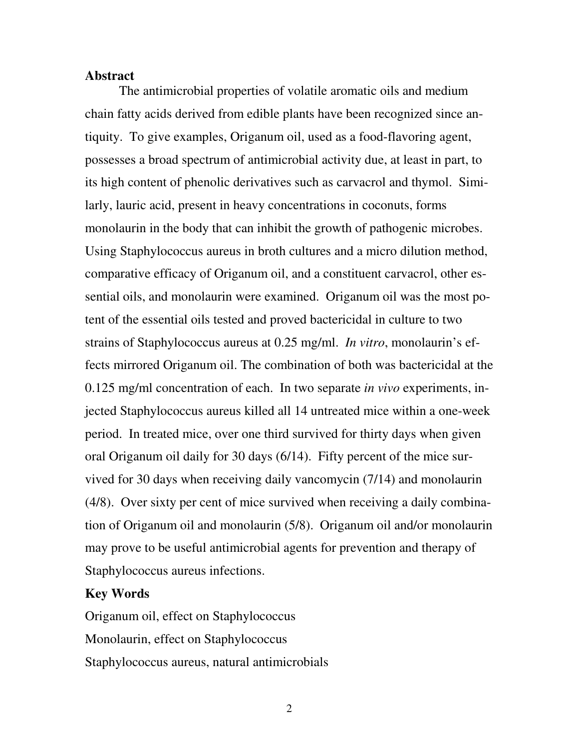## Abstract

The antimicrobial properties of volatile aromatic oils and medium chain fatty acids derived from edible plants have been recognized since antiquity. To give examples, Origanum oil, used as a food-flavoring agent, possesses a broad spectrum of antimicrobial activity due, at least in part, to its high content of phenolic derivatives such as carvacrol and thymol. Similarly, lauric acid, present in heavy concentrations in coconuts, forms monolaurin in the body that can inhibit the growth of pathogenic microbes. Using Staphylococcus aureus in broth cultures and a micro dilution method, comparative efficacy of Origanum oil, and a constituent carvacrol, other essential oils, and monolaurin were examined. Origanum oil was the most potent of the essential oils tested and proved bactericidal in culture to two strains of Staphylococcus aureus at 0.25 mg/ml. *In vitro*, monolaurin's effects mirrored Origanum oil. The combination of both was bactericidal at the 0.125 mg/ml concentration of each. In two separate *in vivo* experiments, injected Staphylococcus aureus killed all 14 untreated mice within a one-week period. In treated mice, over one third survived for thirty days when given oral Origanum oil daily for 30 days (6/14). Fifty percent of the mice survived for 30 days when receiving daily vancomycin (7/14) and monolaurin (4/8). Over sixty per cent of mice survived when receiving a daily combination of Origanum oil and monolaurin (5/8). Origanum oil and/or monolaurin may prove to be useful antimicrobial agents for prevention and therapy of Staphylococcus aureus infections.

## Key Words

Origanum oil, effect on Staphylococcus

Monolaurin, effect on Staphylococcus

Staphylococcus aureus, natural antimicrobials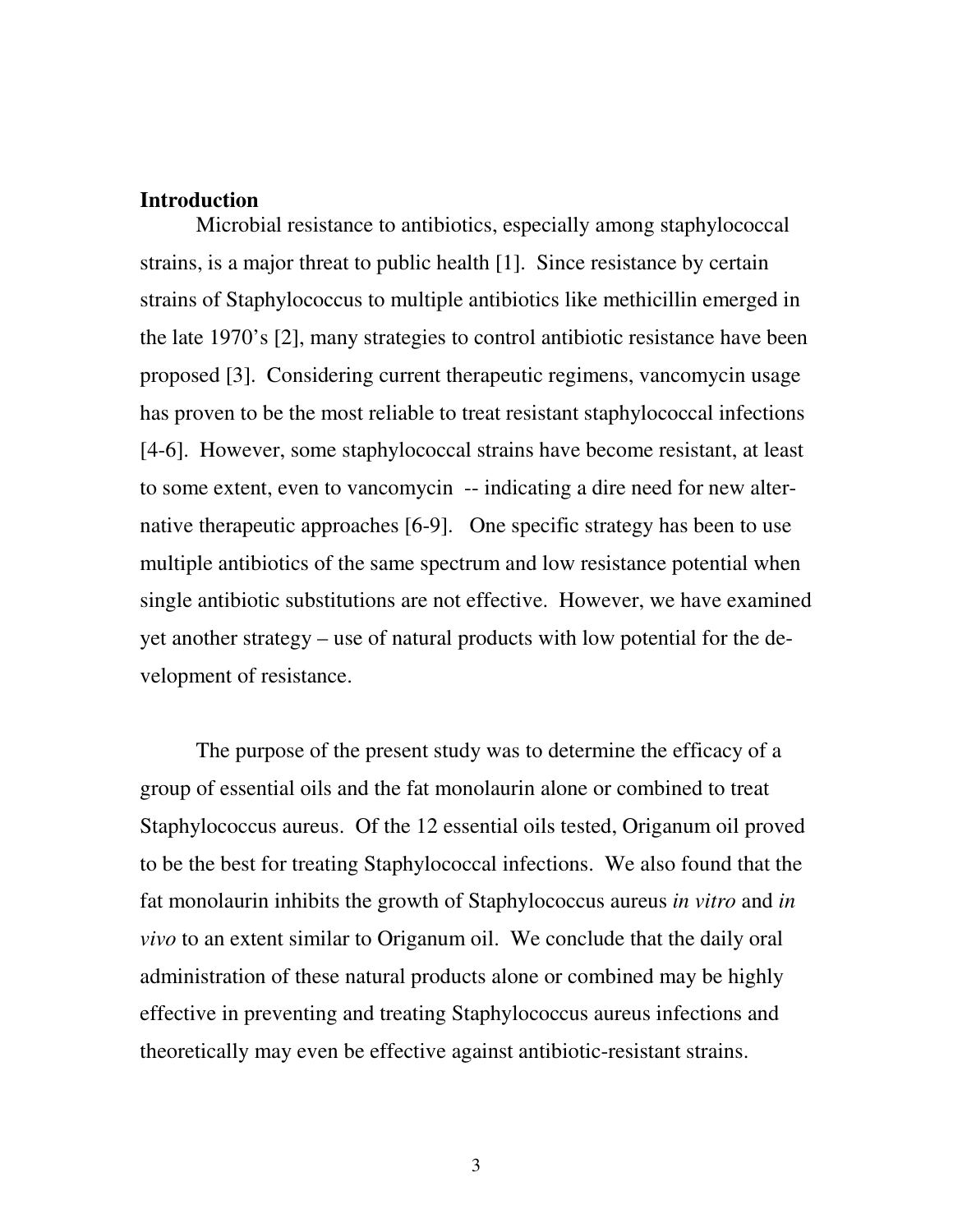## Introduction

Microbial resistance to antibiotics, especially among staphylococcal strains, is a major threat to public health [1]. Since resistance by certain strains of Staphylococcus to multiple antibiotics like methicillin emerged in the late 1970's [2], many strategies to control antibiotic resistance have been proposed [3]. Considering current therapeutic regimens, vancomycin usage has proven to be the most reliable to treat resistant staphylococcal infections [4-6]. However, some staphylococcal strains have become resistant, at least to some extent, even to vancomycin -- indicating a dire need for new alternative therapeutic approaches [6-9]. One specific strategy has been to use multiple antibiotics of the same spectrum and low resistance potential when single antibiotic substitutions are not effective. However, we have examined yet another strategy – use of natural products with low potential for the development of resistance.

The purpose of the present study was to determine the efficacy of a group of essential oils and the fat monolaurin alone or combined to treat Staphylococcus aureus. Of the 12 essential oils tested, Origanum oil proved to be the best for treating Staphylococcal infections. We also found that the fat monolaurin inhibits the growth of Staphylococcus aureus *in vitro* and *in vivo* to an extent similar to Origanum oil. We conclude that the daily oral administration of these natural products alone or combined may be highly effective in preventing and treating Staphylococcus aureus infections and theoretically may even be effective against antibiotic-resistant strains.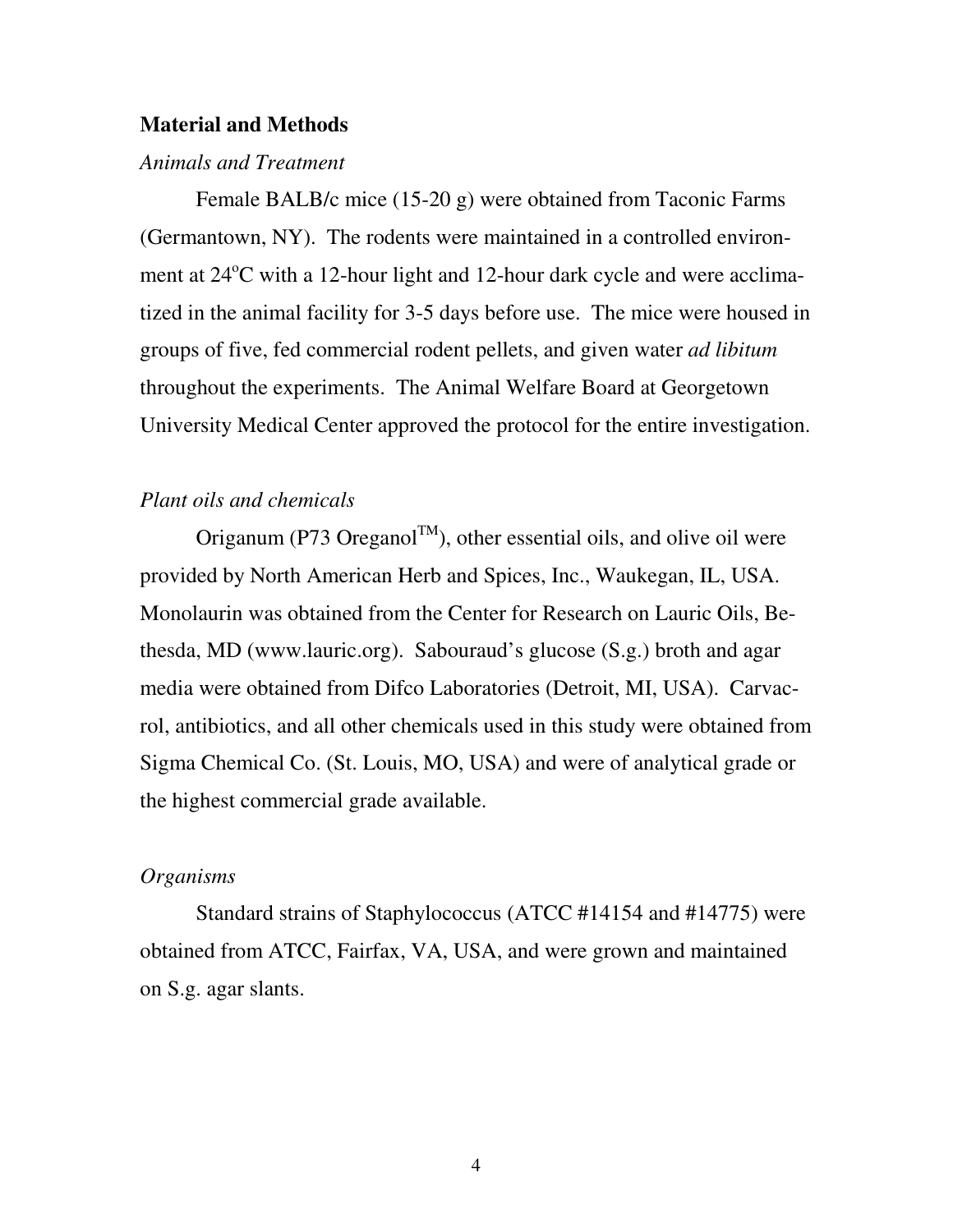## Material and Methods

### *Animals and Treatment*

Female BALB/c mice (15-20 g) were obtained from Taconic Farms (Germantown, NY). The rodents were maintained in a controlled environment at 24$^o$C with a 12-hour light and 12-hour dark cycle and were acclimatized in the animal facility for 3-5 days before use. The mice were housed in groups of five, fed commercial rodent pellets, and given water *ad libitum* throughout the experiments. The Animal Welfare Board at Georgetown University Medical Center approved the protocol for the entire investigation.

### *Plant oils and chemicals*

Origanum (P73 Oreganol$^{TM}$), other essential oils, and olive oil were provided by North American Herb and Spices, Inc., Waukegan, IL, USA. Monolaurin was obtained from the Center for Research on Lauric Oils, Bethesda, MD (www.lauric.org). Sabouraud's glucose (S.g.) broth and agar media were obtained from Difco Laboratories (Detroit, MI, USA). Carvacrol, antibiotics, and all other chemicals used in this study were obtained from Sigma Chemical Co. (St. Louis, MO, USA) and were of analytical grade or the highest commercial grade available.

### *Organisms*

Standard strains of Staphylococcus (ATCC #14154 and #14775) were obtained from ATCC, Fairfax, VA, USA, and were grown and maintained on S.g. agar slants.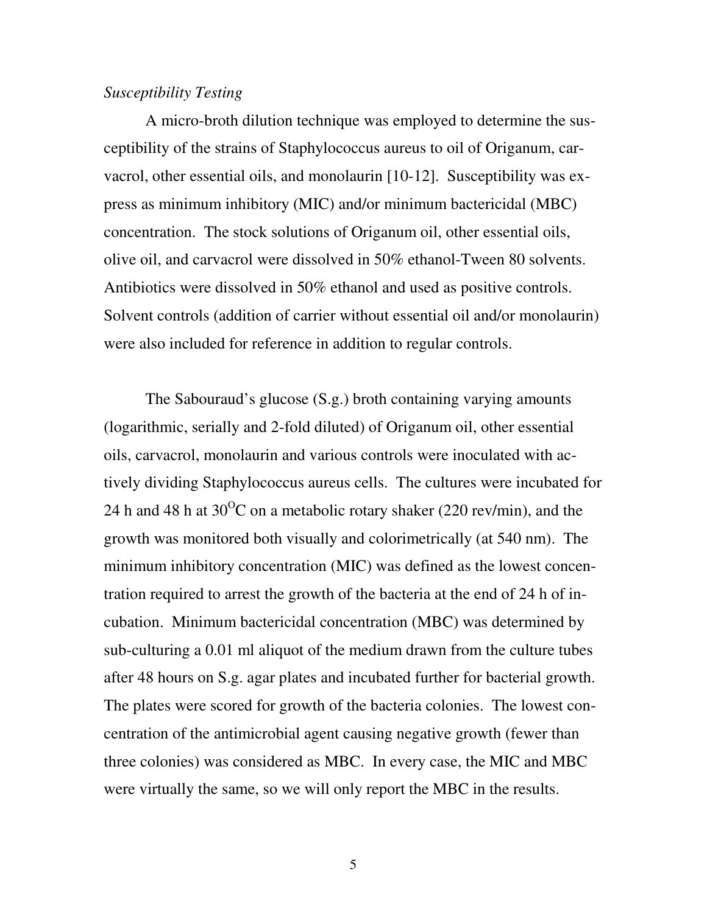*Susceptibility Testing*

A micro-broth dilution technique was employed to determine the susceptibility of the strains of Staphylococcus aureus to oil of Origanum, carvacrol, other essential oils, and monolaurin [10-12]. Susceptibility was express as minimum inhibitory (MIC) and/or minimum bactericidal (MBC) concentration. The stock solutions of Origanum oil, other essential oils, olive oil, and carvacrol were dissolved in 50% ethanol-Tween 80 solvents. Antibiotics were dissolved in 50% ethanol and used as positive controls. Solvent controls (addition of carrier without essential oil and/or monolaurin) were also included for reference in addition to regular controls.

The Sabouraud's glucose (S.g.) broth containing varying amounts (logarithmic, serially and 2-fold diluted) of Origanum oil, other essential oils, carvacrol, monolaurin and various controls were inoculated with actively dividing Staphylococcus aureus cells. The cultures were incubated for 24 h and 48 h at $30^{O}C$ on a metabolic rotary shaker (220 rev/min), and the growth was monitored both visually and colorimetrically (at 540 nm). The minimum inhibitory concentration (MIC) was defined as the lowest concentration required to arrest the growth of the bacteria at the end of 24 h of incubation. Minimum bactericidal concentration (MBC) was determined by sub-culturing a 0.01 ml aliquot of the medium drawn from the culture tubes after 48 hours on S.g. agar plates and incubated further for bacterial growth. The plates were scored for growth of the bacteria colonies. The lowest concentration of the antimicrobial agent causing negative growth (fewer than three colonies) was considered as MBC. In every case, the MIC and MBC were virtually the same, so we will only report the MBC in the results.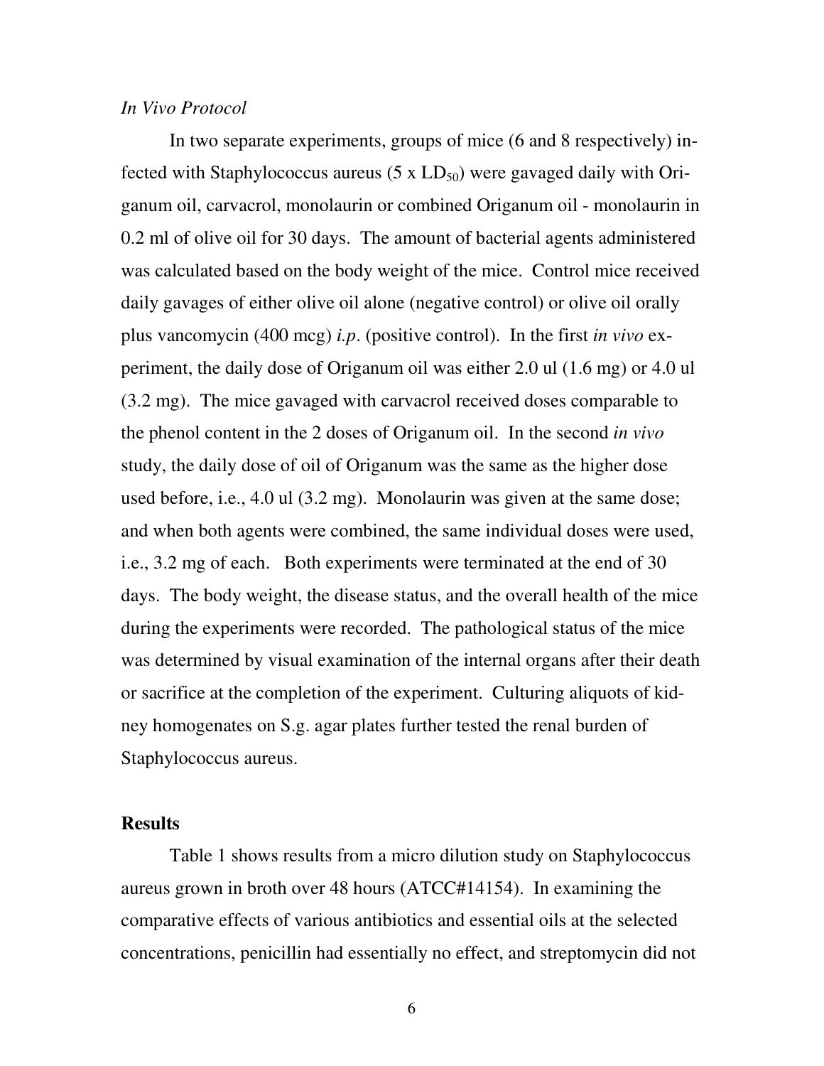*In Vivo Protocol*

In two separate experiments, groups of mice (6 and 8 respectively) infected with Staphylococcus aureus ($5 \times LD_{50}$) were gavaged daily with Origanum oil, carvacrol, monolaurin or combined Origanum oil - monolaurin in 0.2 ml of olive oil for 30 days. The amount of bacterial agents administered was calculated based on the body weight of the mice. Control mice received daily gavages of either olive oil alone (negative control) or olive oil orally plus vancomycin (400 mcg) *i.p*. (positive control). In the first *in vivo* experiment, the daily dose of Origanum oil was either 2.0 ul (1.6 mg) or 4.0 ul (3.2 mg). The mice gavaged with carvacrol received doses comparable to the phenol content in the 2 doses of Origanum oil. In the second *in vivo* study, the daily dose of oil of Origanum was the same as the higher dose used before, i.e., 4.0 ul (3.2 mg). Monolaurin was given at the same dose; and when both agents were combined, the same individual doses were used, i.e., 3.2 mg of each. Both experiments were terminated at the end of 30 days. The body weight, the disease status, and the overall health of the mice during the experiments were recorded. The pathological status of the mice was determined by visual examination of the internal organs after their death or sacrifice at the completion of the experiment. Culturing aliquots of kidney homogenates on S.g. agar plates further tested the renal burden of Staphylococcus aureus.

## Results

Table 1 shows results from a micro dilution study on Staphylococcus aureus grown in broth over 48 hours (ATCC#14154). In examining the comparative effects of various antibiotics and essential oils at the selected concentrations, penicillin had essentially no effect, and streptomycin did not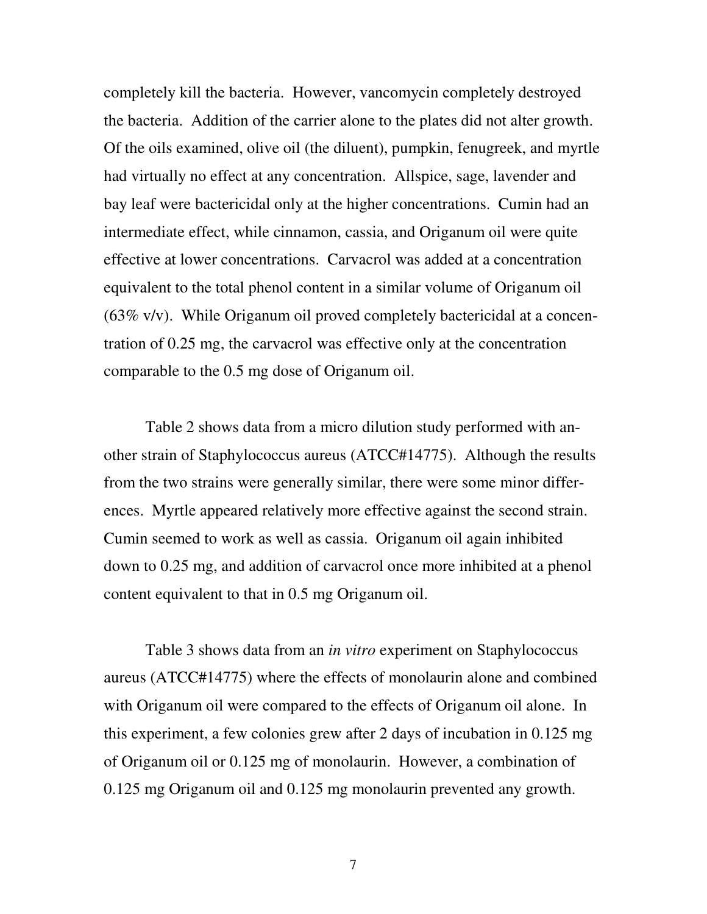completely kill the bacteria. However, vancomycin completely destroyed the bacteria. Addition of the carrier alone to the plates did not alter growth. Of the oils examined, olive oil (the diluent), pumpkin, fenugreek, and myrtle had virtually no effect at any concentration. Allspice, sage, lavender and bay leaf were bactericidal only at the higher concentrations. Cumin had an intermediate effect, while cinnamon, cassia, and Origanum oil were quite effective at lower concentrations. Carvacrol was added at a concentration equivalent to the total phenol content in a similar volume of Origanum oil (63% v/v). While Origanum oil proved completely bactericidal at a concentration of 0.25 mg, the carvacrol was effective only at the concentration comparable to the 0.5 mg dose of Origanum oil.

Table 2 shows data from a micro dilution study performed with another strain of Staphylococcus aureus (ATCC#14775). Although the results from the two strains were generally similar, there were some minor differences. Myrtle appeared relatively more effective against the second strain. Cumin seemed to work as well as cassia. Origanum oil again inhibited down to 0.25 mg, and addition of carvacrol once more inhibited at a phenol content equivalent to that in 0.5 mg Origanum oil.

Table 3 shows data from an *in vitro* experiment on Staphylococcus aureus (ATCC#14775) where the effects of monolaurin alone and combined with Origanum oil were compared to the effects of Origanum oil alone. In this experiment, a few colonies grew after 2 days of incubation in 0.125 mg of Origanum oil or 0.125 mg of monolaurin. However, a combination of 0.125 mg Origanum oil and 0.125 mg monolaurin prevented any growth.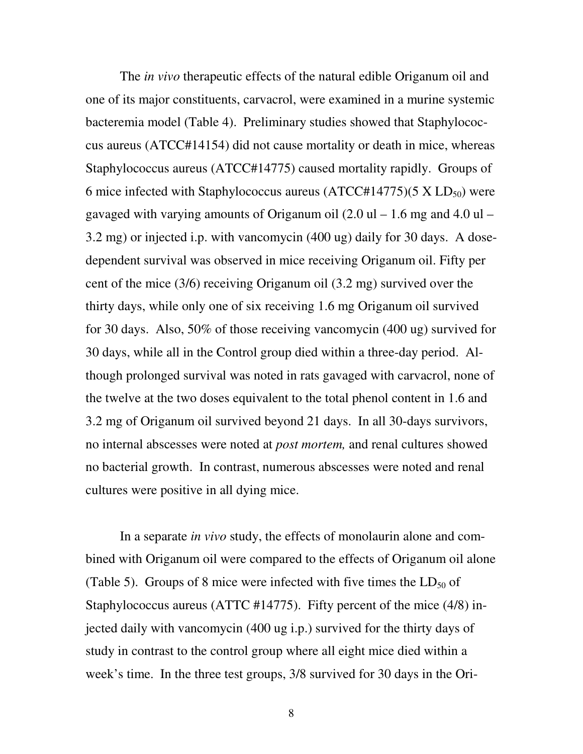The *in vivo* therapeutic effects of the natural edible Origanum oil and one of its major constituents, carvacrol, were examined in a murine systemic bacteremia model (Table 4). Preliminary studies showed that Staphylococcus aureus (ATCC#14154) did not cause mortality or death in mice, whereas Staphylococcus aureus (ATCC#14775) caused mortality rapidly. Groups of 6 mice infected with Staphylococcus aureus (ATCC#14775)(5 X $LD_{50}$) were gavaged with varying amounts of Origanum oil (2.0 ul – 1.6 mg and 4.0 ul – 3.2 mg) or injected i.p. with vancomycin (400 ug) daily for 30 days. A dose-dependent survival was observed in mice receiving Origanum oil. Fifty per cent of the mice (3/6) receiving Origanum oil (3.2 mg) survived over the thirty days, while only one of six receiving 1.6 mg Origanum oil survived for 30 days. Also, 50% of those receiving vancomycin (400 ug) survived for 30 days, while all in the Control group died within a three-day period. Although prolonged survival was noted in rats gavaged with carvacrol, none of the twelve at the two doses equivalent to the total phenol content in 1.6 and 3.2 mg of Origanum oil survived beyond 21 days. In all 30-days survivors, no internal abscesses were noted at *post mortem,* and renal cultures showed no bacterial growth. In contrast, numerous abscesses were noted and renal cultures were positive in all dying mice.

In a separate *in vivo* study, the effects of monolaurin alone and combined with Origanum oil were compared to the effects of Origanum oil alone (Table 5). Groups of 8 mice were infected with five times the $LD_{50}$ of Staphylococcus aureus (ATTC #14775). Fifty percent of the mice (4/8) injected daily with vancomycin (400 ug i.p.) survived for the thirty days of study in contrast to the control group where all eight mice died within a week's time. In the three test groups, 3/8 survived for 30 days in the Ori-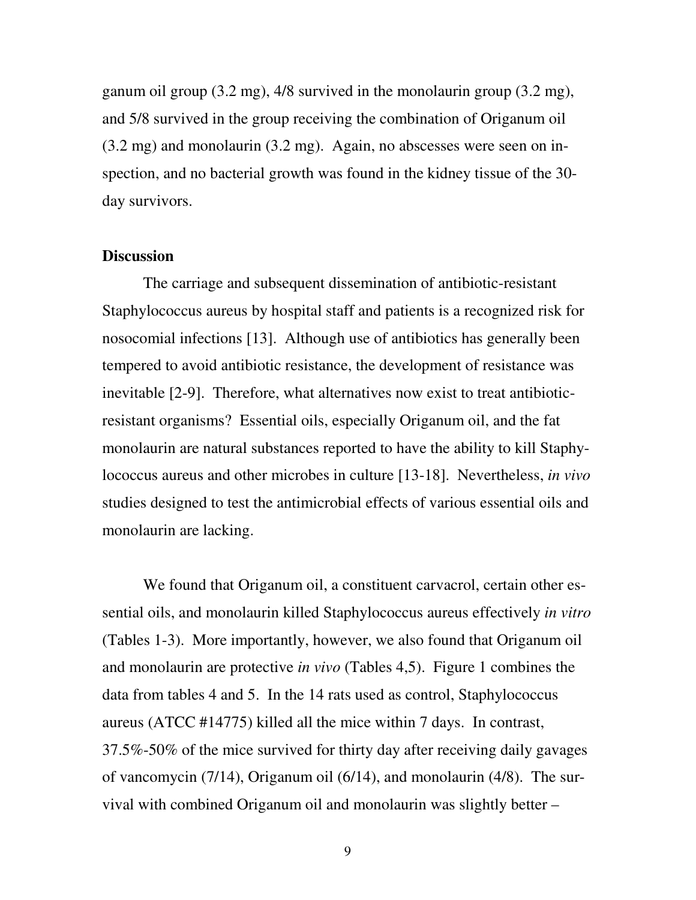ganum oil group (3.2 mg), 4/8 survived in the monolaurin group (3.2 mg), and 5/8 survived in the group receiving the combination of Origanum oil (3.2 mg) and monolaurin (3.2 mg). Again, no abscesses were seen on inspection, and no bacterial growth was found in the kidney tissue of the 30-day survivors.

**Discussion**

The carriage and subsequent dissemination of antibiotic-resistant Staphylococcus aureus by hospital staff and patients is a recognized risk for nosocomial infections [13]. Although use of antibiotics has generally been tempered to avoid antibiotic resistance, the development of resistance was inevitable [2-9]. Therefore, what alternatives now exist to treat antibiotic-resistant organisms? Essential oils, especially Origanum oil, and the fat monolaurin are natural substances reported to have the ability to kill Staphylococcus aureus and other microbes in culture [13-18]. Nevertheless, *in vivo* studies designed to test the antimicrobial effects of various essential oils and monolaurin are lacking.

We found that Origanum oil, a constituent carvacrol, certain other essential oils, and monolaurin killed Staphylococcus aureus effectively *in vitro* (Tables 1-3). More importantly, however, we also found that Origanum oil and monolaurin are protective *in vivo* (Tables 4,5). Figure 1 combines the data from tables 4 and 5. In the 14 rats used as control, Staphylococcus aureus (ATCC #14775) killed all the mice within 7 days. In contrast, 37.5%-50% of the mice survived for thirty day after receiving daily gavages of vancomycin (7/14), Origanum oil (6/14), and monolaurin (4/8). The survival with combined Origanum oil and monolaurin was slightly better –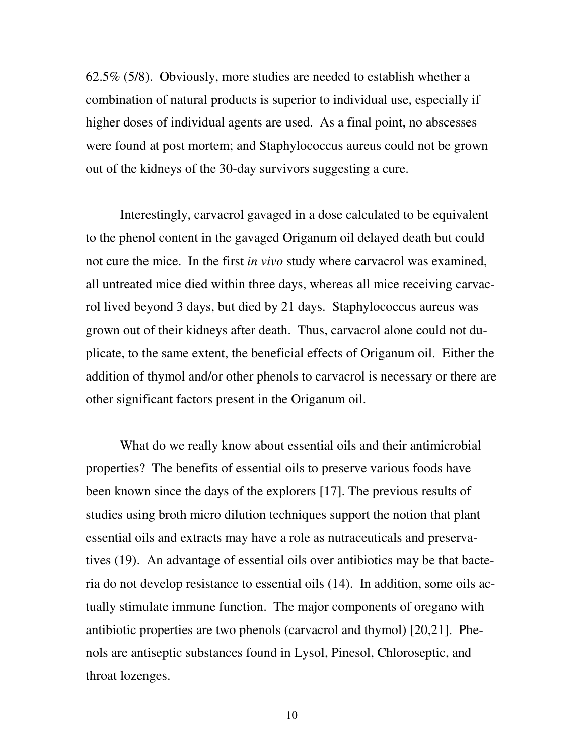62.5% (5/8). Obviously, more studies are needed to establish whether a combination of natural products is superior to individual use, especially if higher doses of individual agents are used. As a final point, no abscesses were found at post mortem; and Staphylococcus aureus could not be grown out of the kidneys of the 30-day survivors suggesting a cure.

Interestingly, carvacrol gavaged in a dose calculated to be equivalent to the phenol content in the gavaged Origanum oil delayed death but could not cure the mice. In the first *in vivo* study where carvacrol was examined, all untreated mice died within three days, whereas all mice receiving carvacrol lived beyond 3 days, but died by 21 days. Staphylococcus aureus was grown out of their kidneys after death. Thus, carvacrol alone could not duplicate, to the same extent, the beneficial effects of Origanum oil. Either the addition of thymol and/or other phenols to carvacrol is necessary or there are other significant factors present in the Origanum oil.

What do we really know about essential oils and their antimicrobial properties? The benefits of essential oils to preserve various foods have been known since the days of the explorers [17]. The previous results of studies using broth micro dilution techniques support the notion that plant essential oils and extracts may have a role as nutraceuticals and preservatives (19). An advantage of essential oils over antibiotics may be that bacteria do not develop resistance to essential oils (14). In addition, some oils actually stimulate immune function. The major components of oregano with antibiotic properties are two phenols (carvacrol and thymol) [20,21]. Phenols are antiseptic substances found in Lysol, Pinesol, Chloroseptic, and throat lozenges.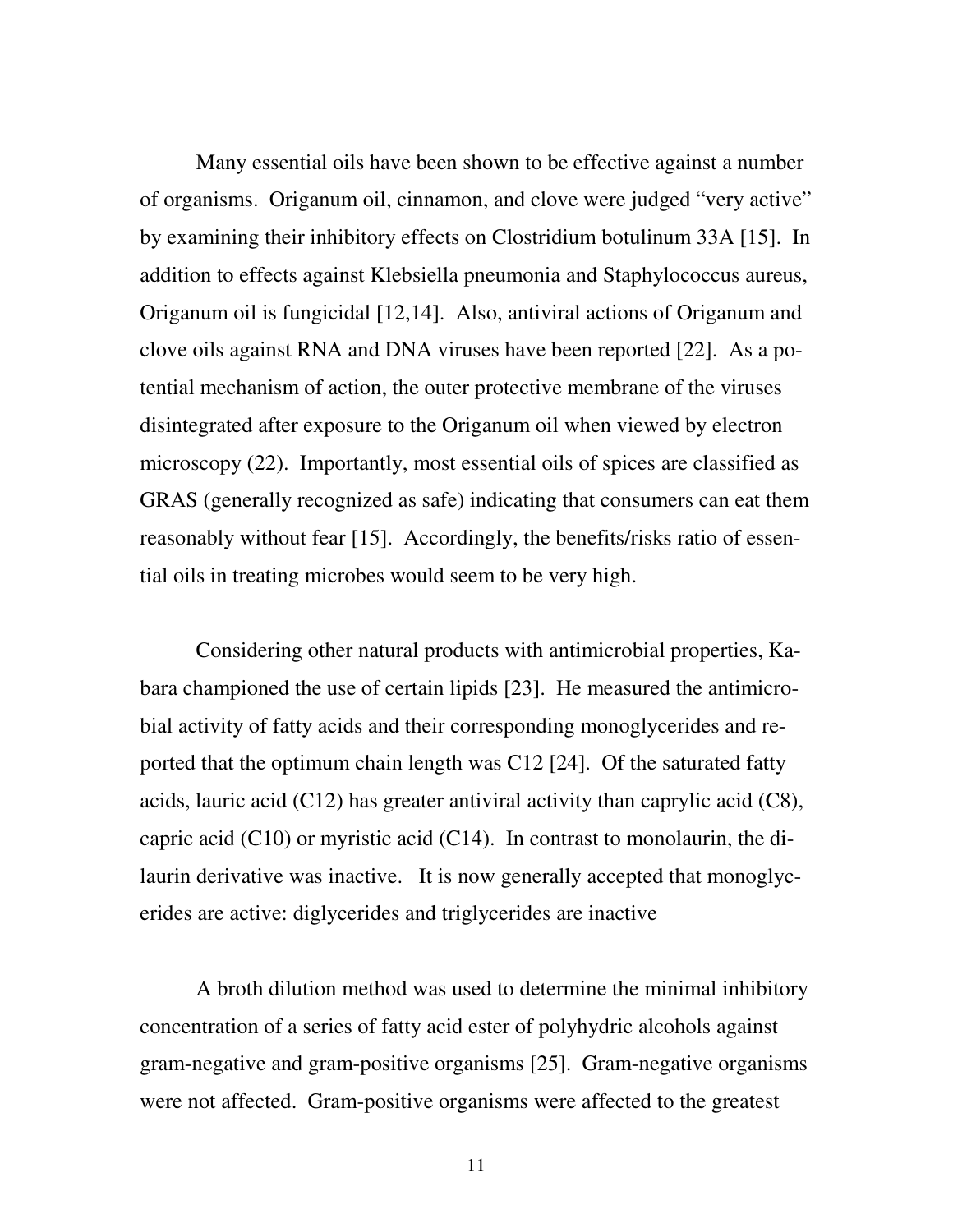Many essential oils have been shown to be effective against a number of organisms. Origanum oil, cinnamon, and clove were judged "very active" by examining their inhibitory effects on Clostridium botulinum 33A [15]. In addition to effects against Klebsiella pneumonia and Staphylococcus aureus, Origanum oil is fungicidal [12,14]. Also, antiviral actions of Origanum and clove oils against RNA and DNA viruses have been reported [22]. As a potential mechanism of action, the outer protective membrane of the viruses disintegrated after exposure to the Origanum oil when viewed by electron microscopy (22). Importantly, most essential oils of spices are classified as GRAS (generally recognized as safe) indicating that consumers can eat them reasonably without fear [15]. Accordingly, the benefits/risks ratio of essential oils in treating microbes would seem to be very high.

Considering other natural products with antimicrobial properties, Kabara championed the use of certain lipids [23]. He measured the antimicrobial activity of fatty acids and their corresponding monoglycerides and reported that the optimum chain length was C12 [24]. Of the saturated fatty acids, lauric acid (C12) has greater antiviral activity than caprylic acid (C8), capric acid (C10) or myristic acid (C14). In contrast to monolaurin, the dilaurin derivative was inactive. It is now generally accepted that monoglycerides are active: diglycerides and triglycerides are inactive

A broth dilution method was used to determine the minimal inhibitory concentration of a series of fatty acid ester of polyhydric alcohols against gram-negative and gram-positive organisms [25]. Gram-negative organisms were not affected. Gram-positive organisms were affected to the greatest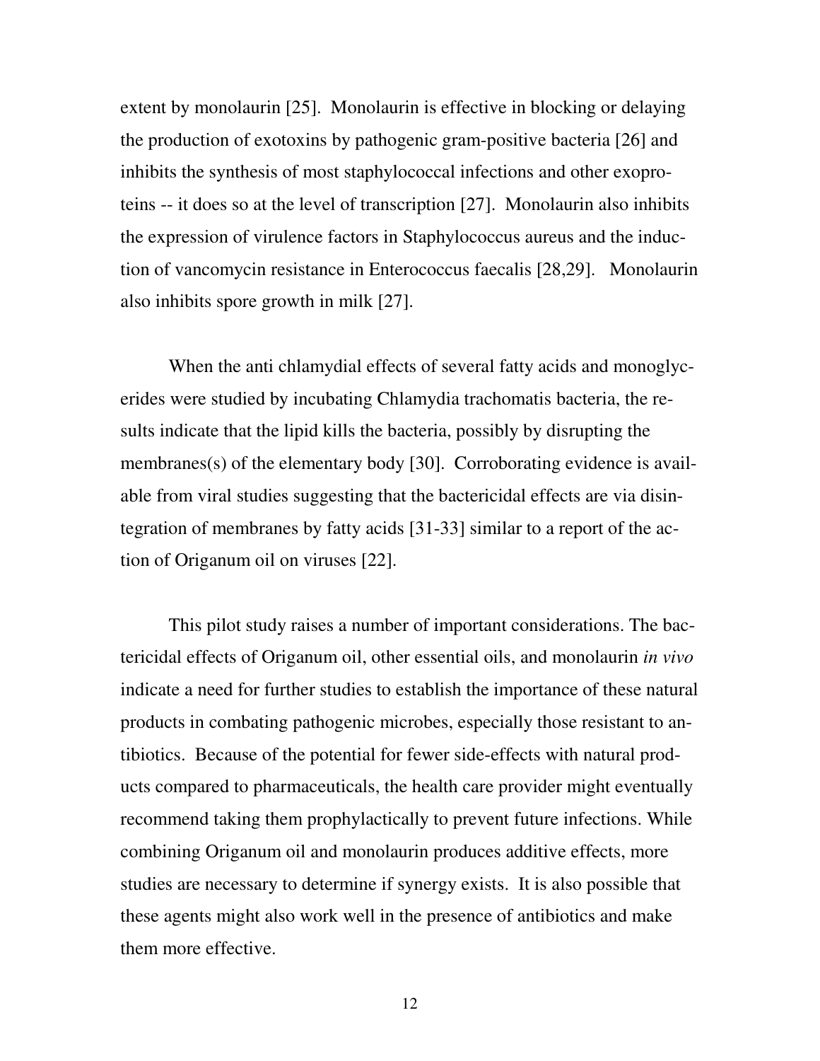extent by monolaurin [25]. Monolaurin is effective in blocking or delaying the production of exotoxins by pathogenic gram-positive bacteria [26] and inhibits the synthesis of most staphylococcal infections and other exoproteins -- it does so at the level of transcription [27]. Monolaurin also inhibits the expression of virulence factors in Staphylococcus aureus and the induction of vancomycin resistance in Enterococcus faecalis [28,29]. Monolaurin also inhibits spore growth in milk [27].

When the anti chlamydial effects of several fatty acids and monoglycerides were studied by incubating Chlamydia trachomatis bacteria, the results indicate that the lipid kills the bacteria, possibly by disrupting the membranes(s) of the elementary body [30]. Corroborating evidence is available from viral studies suggesting that the bactericidal effects are via disintegration of membranes by fatty acids [31-33] similar to a report of the action of Origanum oil on viruses [22].

This pilot study raises a number of important considerations. The bactericidal effects of Origanum oil, other essential oils, and monolaurin *in vivo* indicate a need for further studies to establish the importance of these natural products in combating pathogenic microbes, especially those resistant to antibiotics. Because of the potential for fewer side-effects with natural products compared to pharmaceuticals, the health care provider might eventually recommend taking them prophylactically to prevent future infections. While combining Origanum oil and monolaurin produces additive effects, more studies are necessary to determine if synergy exists. It is also possible that these agents might also work well in the presence of antibiotics and make them more effective.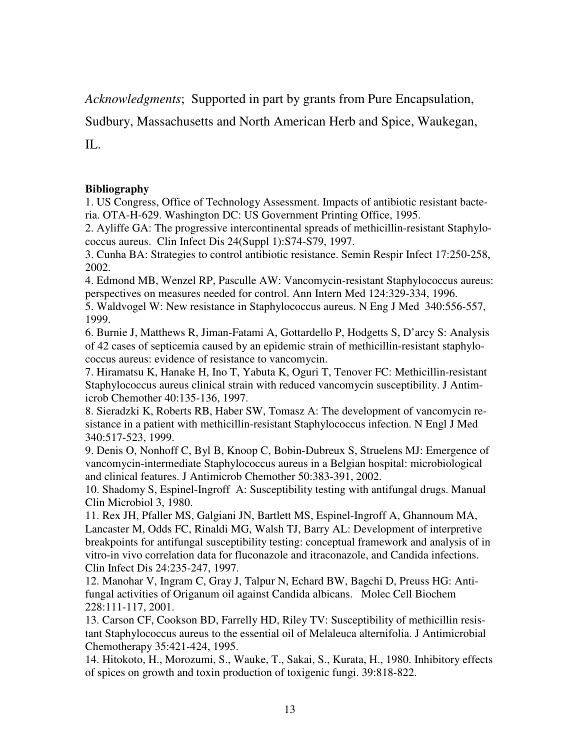*Acknowledgments*; Supported in part by grants from Pure Encapsulation, Sudbury, Massachusetts and North American Herb and Spice, Waukegan, IL.

**Bibliography**

1. US Congress, Office of Technology Assessment. Impacts of antibiotic resistant bacteria. OTA-H-629. Washington DC: US Government Printing Office, 1995.
2. Ayliffe GA: The progressive intercontinental spreads of methicillin-resistant Staphylococcus aureus. Clin Infect Dis 24(Suppl 1):S74-S79, 1997.
3. Cunha BA: Strategies to control antibiotic resistance. Semin Respir Infect 17:250-258, 2002.
4. Edmond MB, Wenzel RP, Pasculle AW: Vancomycin-resistant Staphylococcus aureus: perspectives on measures needed for control. Ann Intern Med 124:329-334, 1996.
5. Waldvogel W: New resistance in Staphylococcus aureus. N Eng J Med 340:556-557, 1999.
6. Burnie J, Matthews R, Jiman-Fatami A, Gottardello P, Hodgetts S, D'arcy S: Analysis of 42 cases of septicemia caused by an epidemic strain of methicillin-resistant staphylococcus aureus: evidence of resistance to vancomycin.
7. Hiramatsu K, Hanake H, Ino T, Yabuta K, Oguri T, Tenover FC: Methicillin-resistant Staphylococcus aureus clinical strain with reduced vancomycin susceptibility. J Antimicrob Chemother 40:135-136, 1997.
8. Sieradzki K, Roberts RB, Haber SW, Tomasz A: The development of vancomycin resistance in a patient with methicillin-resistant Staphylococcus infection. N Engl J Med 340:517-523, 1999.
9. Denis O, Nonhoff C, Byl B, Knoop C, Bobin-Dubreux S, Struelens MJ: Emergence of vancomycin-intermediate Staphylococcus aureus in a Belgian hospital: microbiological and clinical features. J Antimicrob Chemother 50:383-391, 2002.
10. Shadomy S, Espinel-Ingroff A: Susceptibility testing with antifungal drugs. Manual Clin Microbiol 3, 1980.
11. Rex JH, Pfaller MS, Galgiani JN, Bartlett MS, Espinel-Ingroff A, Ghannoum MA, Lancaster M, Odds FC, Rinaldi MG, Walsh TJ, Barry AL: Development of interpretive breakpoints for antifungal susceptibility testing: conceptual framework and analysis of in vitro-in vivo correlation data for fluconazole and itraconazole, and Candida infections. Clin Infect Dis 24:235-247, 1997.
12. Manohar V, Ingram C, Gray J, Talpur N, Echard BW, Bagchi D, Preuss HG: Antifungal activities of Origanum oil against Candida albicans. Molec Cell Biochem 228:111-117, 2001.
13. Carson CF, Cookson BD, Farrelly HD, Riley TV: Susceptibility of methicillin resistant Staphylococcus aureus to the essential oil of Melaleuca alternifolia. J Antimicrobial Chemotherapy 35:421-424, 1995.
14. Hitokoto, H., Morozumi, S., Wauke, T., Sakai, S., Kurata, H., 1980. Inhibitory effects of spices on growth and toxin production of toxigenic fungi. 39:818-822.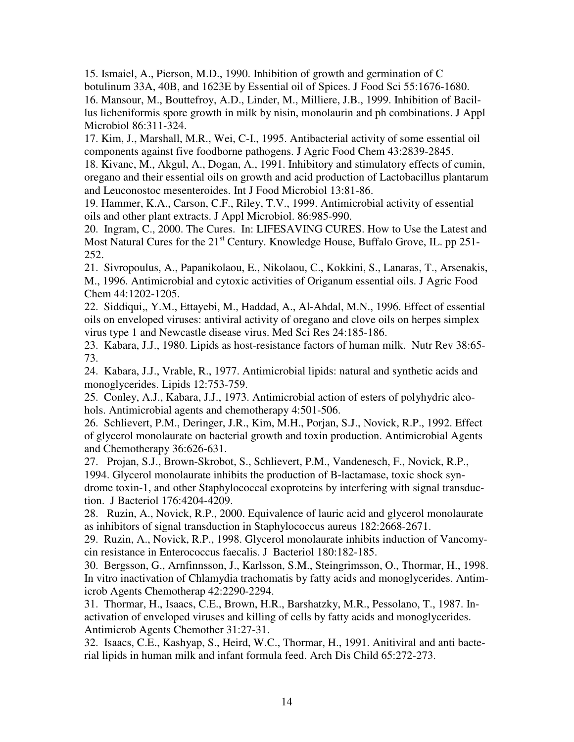15. Ismaiel, A., Pierson, M.D., 1990. Inhibition of growth and germination of C botulinum 33A, 40B, and 1623E by Essential oil of Spices. J Food Sci 55:1676-1680.

16. Mansour, M., Bouttefroy, A.D., Linder, M., Milliere, J.B., 1999. Inhibition of Bacillus licheniformis spore growth in milk by nisin, monolaurin and ph combinations. J Appl Microbiol 86:311-324.

17. Kim, J., Marshall, M.R., Wei, C-I., 1995. Antibacterial activity of some essential oil components against five foodborne pathogens. J Agric Food Chem 43:2839-2845.

18. Kivanc, M., Akgul, A., Dogan, A., 1991. Inhibitory and stimulatory effects of cumin, oregano and their essential oils on growth and acid production of Lactobacillus plantarum and Leuconostoc mesenteroides. Int J Food Microbiol 13:81-86.

19. Hammer, K.A., Carson, C.F., Riley, T.V., 1999. Antimicrobial activity of essential oils and other plant extracts. J Appl Microbiol. 86:985-990.

20. Ingram, C., 2000. The Cures. In: LIFESAVING CURES. How to Use the Latest and Most Natural Cures for the 21st Century. Knowledge House, Buffalo Grove, IL. pp 251-252.

21. Sivropoulus, A., Papanikolaou, E., Nikolaou, C., Kokkini, S., Lanaras, T., Arsenakis, M., 1996. Antimicrobial and cytoxic activities of Origanum essential oils. J Agric Food Chem 44:1202-1205.

22. Siddiqui,, Y.M., Ettayebi, M., Haddad, A., Al-Ahdal, M.N., 1996. Effect of essential oils on enveloped viruses: antiviral activity of oregano and clove oils on herpes simplex virus type 1 and Newcastle disease virus. Med Sci Res 24:185-186.

23. Kabara, J.J., 1980. Lipids as host-resistance factors of human milk. Nutr Rev 38:65-73.

24. Kabara, J.J., Vrable, R., 1977. Antimicrobial lipids: natural and synthetic acids and monoglycerides. Lipids 12:753-759.

25. Conley, A.J., Kabara, J.J., 1973. Antimicrobial action of esters of polyhydric alcohols. Antimicrobial agents and chemotherapy 4:501-506.

26. Schlievert, P.M., Deringer, J.R., Kim, M.H., Porjan, S.J., Novick, R.P., 1992. Effect of glycerol monolaurate on bacterial growth and toxin production. Antimicrobial Agents and Chemotherapy 36:626-631.

27. Projan, S.J., Brown-Skrobot, S., Schlievert, P.M., Vandenesch, F., Novick, R.P., 1994. Glycerol monolaurate inhibits the production of B-lactamase, toxic shock syndrome toxin-1, and other Staphylococcal exoproteins by interfering with signal transduction. J Bacteriol 176:4204-4209.

28. Ruzin, A., Novick, R.P., 2000. Equivalence of lauric acid and glycerol monolaurate as inhibitors of signal transduction in Staphylococcus aureus 182:2668-2671.

29. Ruzin, A., Novick, R.P., 1998. Glycerol monolaurate inhibits induction of Vancomycin resistance in Enterococcus faecalis. J Bacteriol 180:182-185.

30. Bergsson, G., Arnfinnsson, J., Karlsson, S.M., Steingrimsson, O., Thormar, H., 1998. In vitro inactivation of Chlamydia trachomatis by fatty acids and monoglycerides. Antimicrob Agents Chemotherap 42:2290-2294.

31. Thormar, H., Isaacs, C.E., Brown, H.R., Barshatzky, M.R., Pessolano, T., 1987. Inactivation of enveloped viruses and killing of cells by fatty acids and monoglycerides. Antimicrob Agents Chemother 31:27-31.

32. Isaacs, C.E., Kashyap, S., Heird, W.C., Thormar, H., 1991. Anitiviral and anti bacterial lipids in human milk and infant formula feed. Arch Dis Child 65:272-273.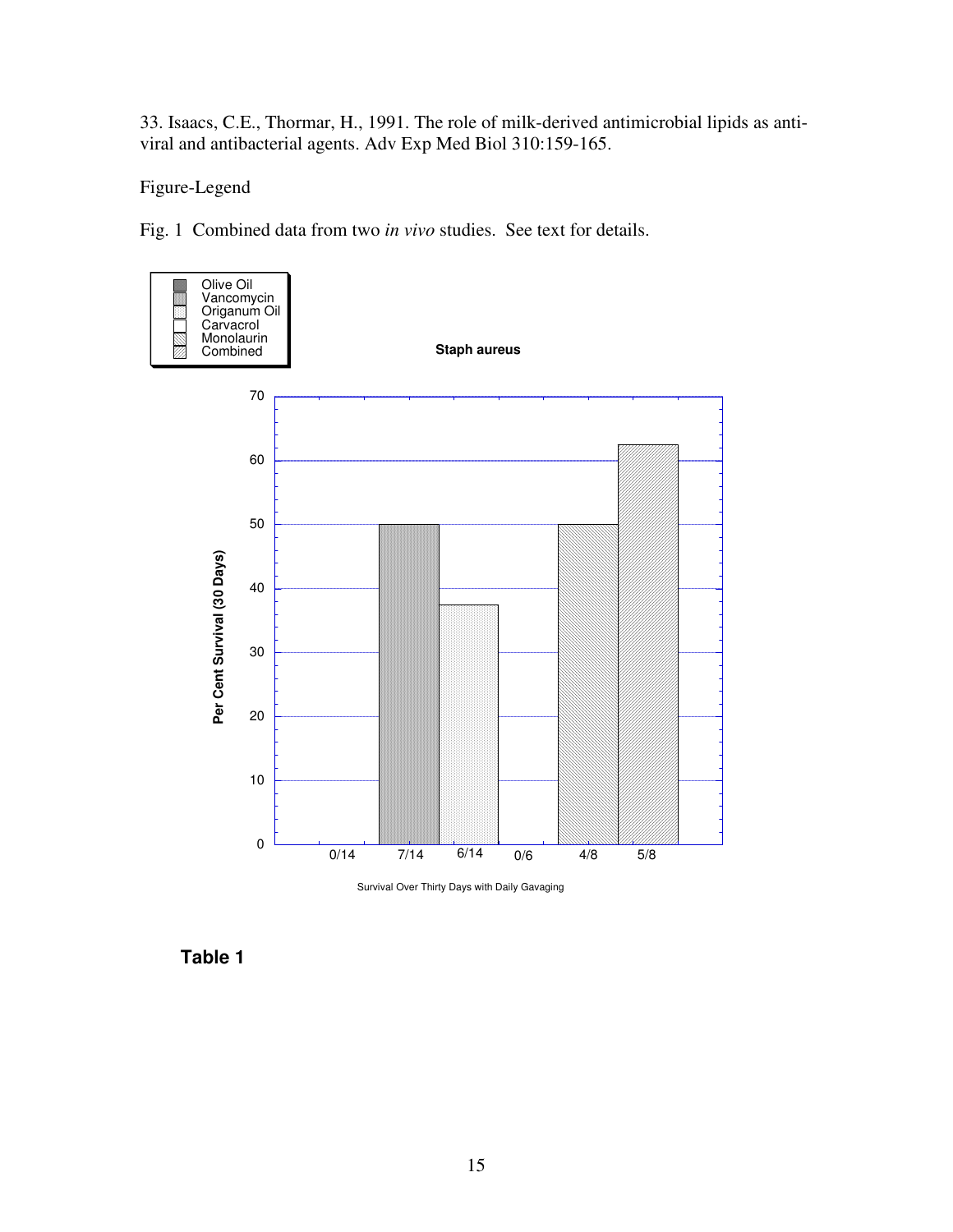33. Isaacs, C.E., Thormar, H., 1991. The role of milk-derived antimicrobial lipids as anti-viral and antibacterial agents. Adv Exp Med Biol 310:159-165.

Figure-Legend

Fig. 1 Combined data from two *in vivo* studies. See text for details.

Olive Oil
Vancomycin
Origanum Oil
Carvacrol
Monolaurin
Combined

**Staph aureus**

70
60
50
40
30
20
10
0

**Per Cent Survival (30 Days)**

0/14
7/14
6/14
0/6
4/8
5/8

Survival Over Thirty Days with Daily Gavaging

**Table 1**